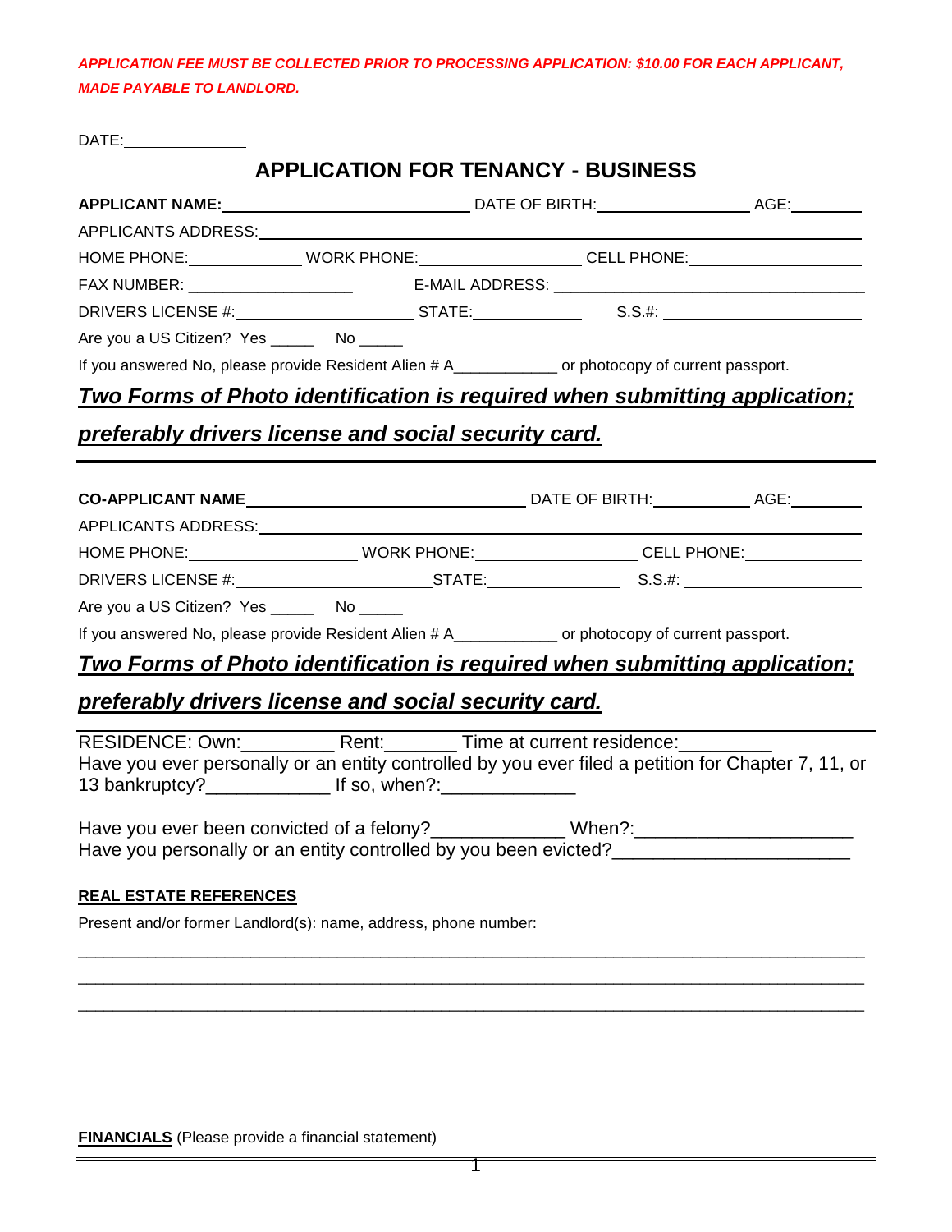***APPLICATION FEE MUST BE COLLECTED PRIOR TO PROCESSING APPLICATION: $10.00 FOR EACH APPLICANT, MADE PAYABLE TO LANDLORD.***

DATE:______________

# APPLICATION FOR TENANCY - BUSINESS

**APPLICANT NAME:**______________________________ DATE OF BIRTH:__________________ AGE:_________

APPLICANTS ADDRESS:________________________________________________________________________

HOME PHONE:_____________ WORK PHONE:__________________ CELL PHONE:____________________

FAX NUMBER: ___________________ E-MAIL ADDRESS: ____________________________________

DRIVERS LICENSE #:______________________ STATE:_____________ S.S.#: ________________________

Are you a US Citizen? Yes _____ No _____

If you answered No, please provide Resident Alien # A___________ or photocopy of current passport.

***Two Forms of Photo identification is required when submitting application; preferably drivers license and social security card.***

---

**CO-APPLICANT NAME**________________________________ DATE OF BIRTH:____________ AGE:_________

APPLICANTS ADDRESS:________________________________________________________________________

HOME PHONE:____________________ WORK PHONE:___________________ CELL PHONE:______________

DRIVERS LICENSE #:________________________STATE:________________ S.S.#: _____________________

Are you a US Citizen? Yes _____ No _____

If you answered No, please provide Resident Alien # A___________ or photocopy of current passport.

***Two Forms of Photo identification is required when submitting application; preferably drivers license and social security card.***

---

RESIDENCE: Own:_________ Rent:_______ Time at current residence:_________
Have you ever personally or an entity controlled by you ever filed a petition for Chapter 7, 11, or 13 bankruptcy?____________ If so, when?:_____________

Have you ever been convicted of a felony?_____________ When?:____________________
Have you personally or an entity controlled by you been evicted?______________________

**REAL ESTATE REFERENCES**

Present and/or former Landlord(s): name, address, phone number:

_______________________________________________________________________________________

_______________________________________________________________________________________

_______________________________________________________________________________________

**FINANCIALS** (Please provide a financial statement)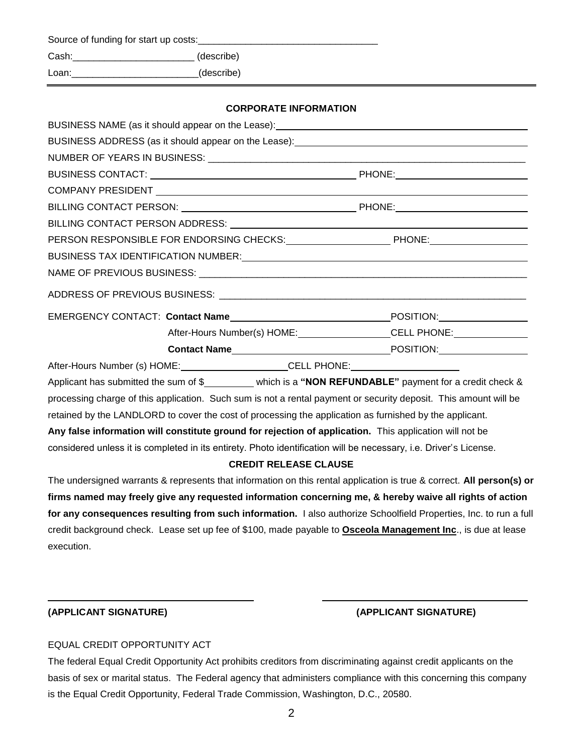Source of funding for start up costs:___________________________________

Cash:_______________________ (describe)

Loan:________________________(describe)

---

**CORPORATE INFORMATION**

BUSINESS NAME (as it should appear on the Lease):________________________________________

BUSINESS ADDRESS (as it should appear on the Lease):______________________________________

NUMBER OF YEARS IN BUSINESS: _________________________________________________________

BUSINESS CONTACT: ____________________________________ PHONE:_______________________

COMPANY PRESIDENT ____________________________________________________________________

BILLING CONTACT PERSON: ______________________________ PHONE:_______________________

BILLING CONTACT PERSON ADDRESS: _____________________________________________________

PERSON RESPONSIBLE FOR ENDORSING CHECKS:___________________ PHONE:__________________

BUSINESS TAX IDENTIFICATION NUMBER:__________________________________________________

NAME OF PREVIOUS BUSINESS: __________________________________________________________

ADDRESS OF PREVIOUS BUSINESS: _______________________________________________________

EMERGENCY CONTACT: **Contact Name**_____________________________POSITION:_________________

After-Hours Number(s) HOME:_________________CELL PHONE:______________

**Contact Name**_____________________________POSITION:_________________

After-Hours Number (s) HOME:____________________CELL PHONE:____________________

Applicant has submitted the sum of $_________ which is a **"NON REFUNDABLE"** payment for a credit check & processing charge of this application. Such sum is not a rental payment or security deposit. This amount will be retained by the LANDLORD to cover the cost of processing the application as furnished by the applicant. **Any false information will constitute ground for rejection of application.** This application will not be considered unless it is completed in its entirety. Photo identification will be necessary, i.e. Driver's License.

**CREDIT RELEASE CLAUSE**

The undersigned warrants & represents that information on this rental application is true & correct. **All person(s) or firms named may freely give any requested information concerning me, & hereby waive all rights of action for any consequences resulting from such information.** I also authorize Schoolfield Properties, Inc. to run a full credit background check. Lease set up fee of $100, made payable to **Osceola Management Inc**., is due at lease execution.

________________________________________ ________________________________________

**(APPLICANT SIGNATURE)** **(APPLICANT SIGNATURE)**

EQUAL CREDIT OPPORTUNITY ACT

The federal Equal Credit Opportunity Act prohibits creditors from discriminating against credit applicants on the basis of sex or marital status. The Federal agency that administers compliance with this concerning this company is the Equal Credit Opportunity, Federal Trade Commission, Washington, D.C., 20580.